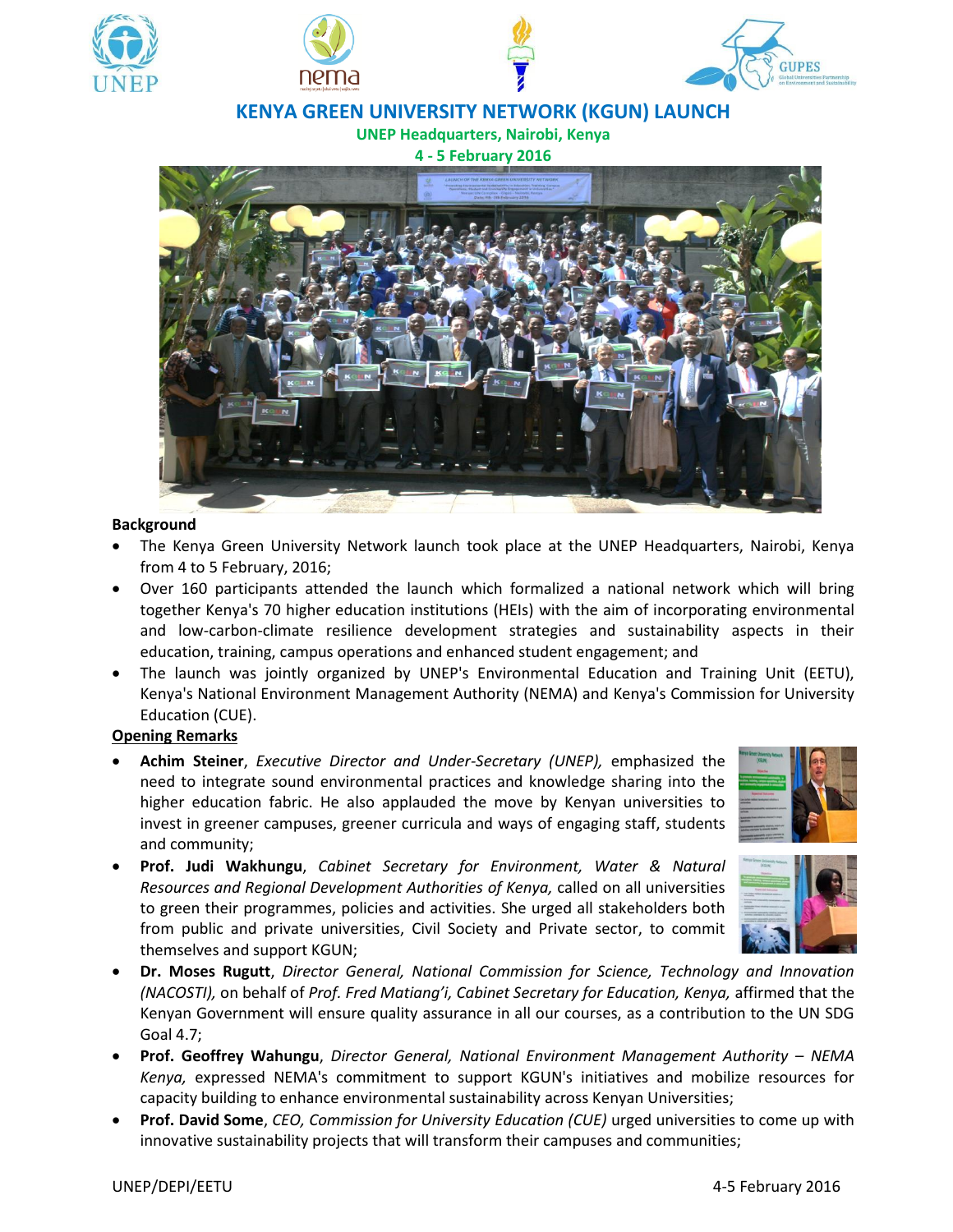# KENYA GREEN UNIVERSITY NETWORK (KGUN) LAUNCH

**UNEP Headquarters, Nairobi, Kenya**

**4 - 5 February 2016**

**Background**

- The Kenya Green University Network launch took place at the UNEP Headquarters, Nairobi, Kenya from 4 to 5 February, 2016;
- Over 160 participants attended the launch which formalized a national network which will bring together Kenya's 70 higher education institutions (HEIs) with the aim of incorporating environmental and low-carbon-climate resilience development strategies and sustainability aspects in their education, training, campus operations and enhanced student engagement; and
- The launch was jointly organized by UNEP's Environmental Education and Training Unit (EETU), Kenya's National Environment Management Authority (NEMA) and Kenya's Commission for University Education (CUE).

**Opening Remarks**

- **Achim Steiner**, *Executive Director and Under-Secretary (UNEP),* emphasized the need to integrate sound environmental practices and knowledge sharing into the higher education fabric. He also applauded the move by Kenyan universities to invest in greener campuses, greener curricula and ways of engaging staff, students and community;
- **Prof. Judi Wakhungu**, *Cabinet Secretary for Environment, Water & Natural Resources and Regional Development Authorities of Kenya,* called on all universities to green their programmes, policies and activities. She urged all stakeholders both from public and private universities, Civil Society and Private sector, to commit themselves and support KGUN;
- **Dr. Moses Rugutt**, *Director General, National Commission for Science, Technology and Innovation (NACOSTI),* on behalf of *Prof. Fred Matiang'i, Cabinet Secretary for Education, Kenya,* affirmed that the Kenyan Government will ensure quality assurance in all our courses, as a contribution to the UN SDG Goal 4.7;
- **Prof. Geoffrey Wahungu**, *Director General, National Environment Management Authority – NEMA Kenya,* expressed NEMA's commitment to support KGUN's initiatives and mobilize resources for capacity building to enhance environmental sustainability across Kenyan Universities;
- **Prof. David Some**, *CEO, Commission for University Education (CUE)* urged universities to come up with innovative sustainability projects that will transform their campuses and communities;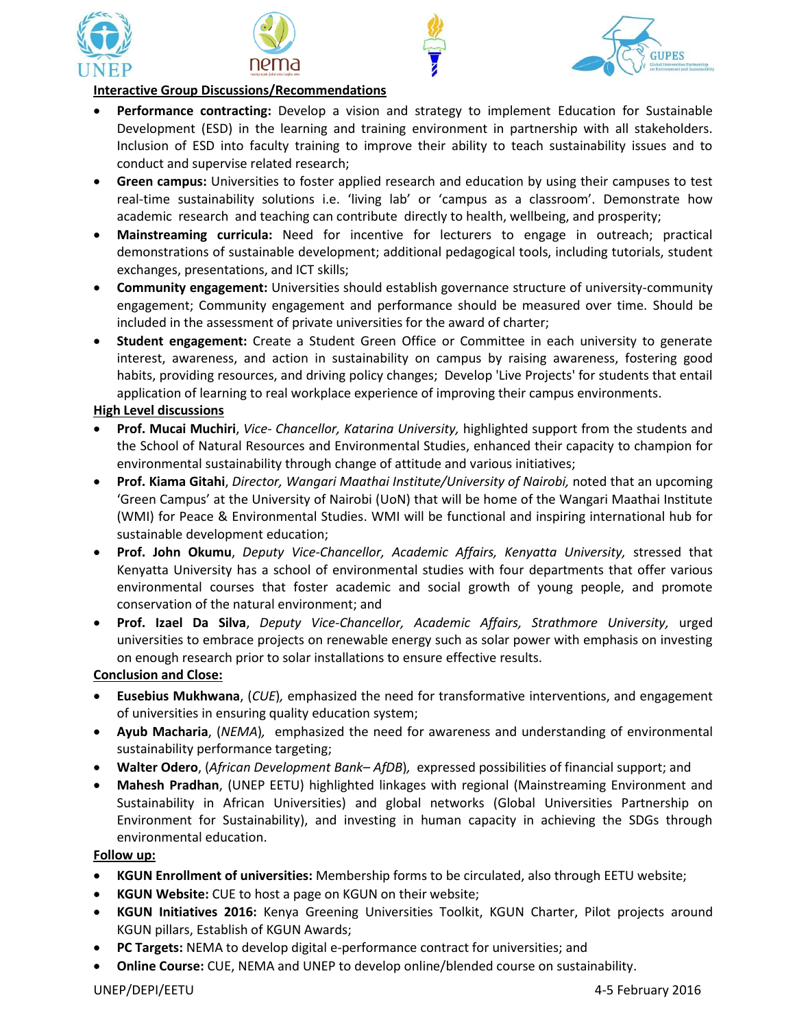**Interactive Group Discussions/Recommendations**

- **Performance contracting:** Develop a vision and strategy to implement Education for Sustainable Development (ESD) in the learning and training environment in partnership with all stakeholders. Inclusion of ESD into faculty training to improve their ability to teach sustainability issues and to conduct and supervise related research;
- **Green campus:** Universities to foster applied research and education by using their campuses to test real-time sustainability solutions i.e. 'living lab' or 'campus as a classroom'. Demonstrate how academic research and teaching can contribute directly to health, wellbeing, and prosperity;
- **Mainstreaming curricula:** Need for incentive for lecturers to engage in outreach; practical demonstrations of sustainable development; additional pedagogical tools, including tutorials, student exchanges, presentations, and ICT skills;
- **Community engagement:** Universities should establish governance structure of university-community engagement; Community engagement and performance should be measured over time. Should be included in the assessment of private universities for the award of charter;
- **Student engagement:** Create a Student Green Office or Committee in each university to generate interest, awareness, and action in sustainability on campus by raising awareness, fostering good habits, providing resources, and driving policy changes; Develop 'Live Projects' for students that entail application of learning to real workplace experience of improving their campus environments.

**High Level discussions**

- **Prof. Mucai Muchiri**, *Vice- Chancellor, Katarina University,* highlighted support from the students and the School of Natural Resources and Environmental Studies, enhanced their capacity to champion for environmental sustainability through change of attitude and various initiatives;
- **Prof. Kiama Gitahi**, *Director, Wangari Maathai Institute/University of Nairobi,* noted that an upcoming 'Green Campus' at the University of Nairobi (UoN) that will be home of the Wangari Maathai Institute (WMI) for Peace & Environmental Studies. WMI will be functional and inspiring international hub for sustainable development education;
- **Prof. John Okumu**, *Deputy Vice-Chancellor, Academic Affairs, Kenyatta University,* stressed that Kenyatta University has a school of environmental studies with four departments that offer various environmental courses that foster academic and social growth of young people, and promote conservation of the natural environment; and
- **Prof. Izael Da Silva**, *Deputy Vice-Chancellor, Academic Affairs, Strathmore University,* urged universities to embrace projects on renewable energy such as solar power with emphasis on investing on enough research prior to solar installations to ensure effective results.

**Conclusion and Close:**

- **Eusebius Mukhwana**, (*CUE*)*,* emphasized the need for transformative interventions, and engagement of universities in ensuring quality education system;
- **Ayub Macharia**, (*NEMA*)*,* emphasized the need for awareness and understanding of environmental sustainability performance targeting;
- **Walter Odero**, (*African Development Bank– AfDB*)*,* expressed possibilities of financial support; and
- **Mahesh Pradhan**, (UNEP EETU) highlighted linkages with regional (Mainstreaming Environment and Sustainability in African Universities) and global networks (Global Universities Partnership on Environment for Sustainability), and investing in human capacity in achieving the SDGs through environmental education.

**Follow up:**

- **KGUN Enrollment of universities:** Membership forms to be circulated, also through EETU website;
- **KGUN Website:** CUE to host a page on KGUN on their website;
- **KGUN Initiatives 2016:** Kenya Greening Universities Toolkit, KGUN Charter, Pilot projects around KGUN pillars, Establish of KGUN Awards;
- **PC Targets:** NEMA to develop digital e-performance contract for universities; and
- **Online Course:** CUE, NEMA and UNEP to develop online/blended course on sustainability.